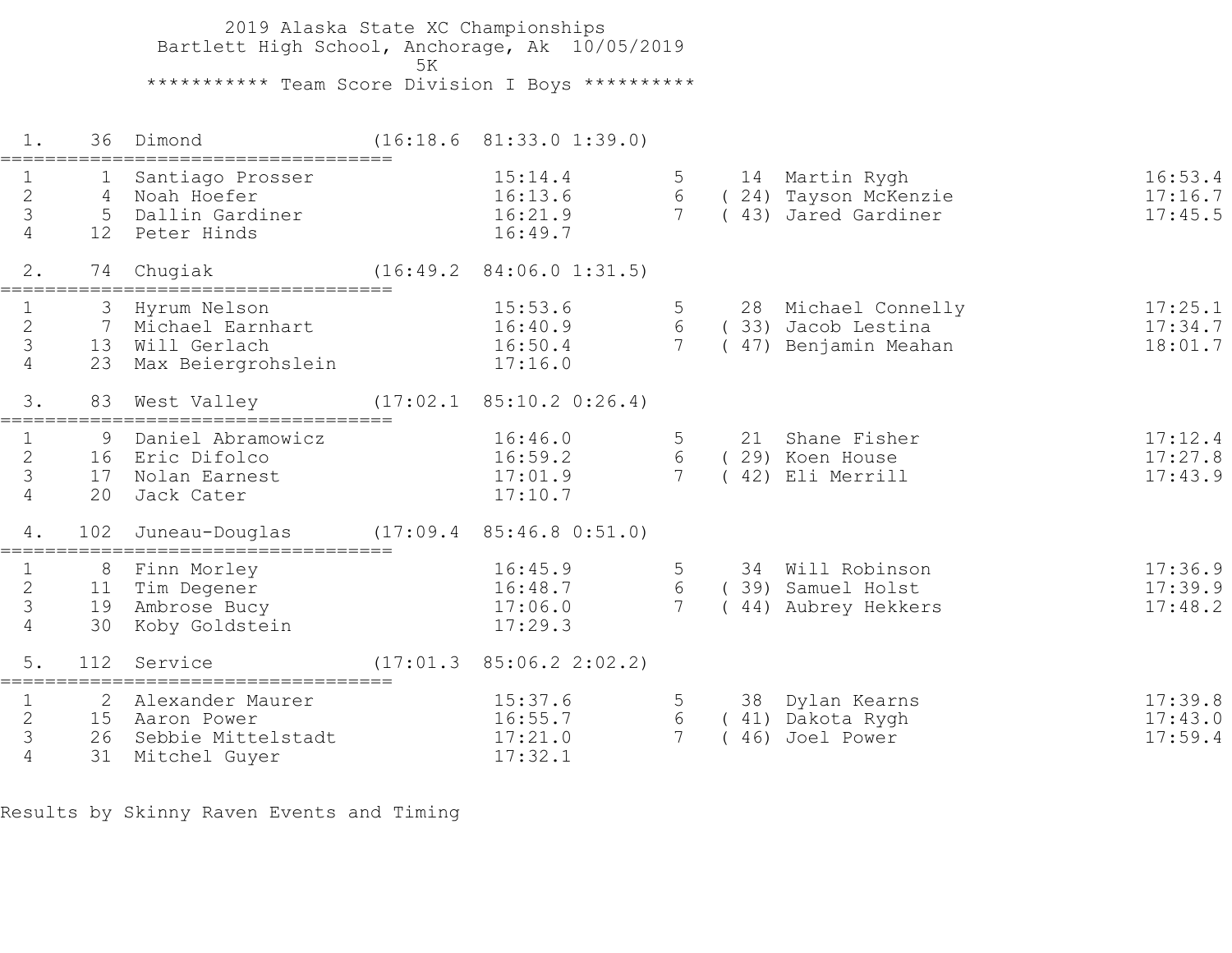# 2019 Alaska State XC Championships

Bartlett High School, Anchorage, Ak 10/05/2019

5K

## *********** Team Score Division I Boys **********

### 1. 36 Dimond (16:18.6 81:33.0 1:39.0)

| # | Pl | Name | Time | # | Pl | Name | Time |
|---|---|---|---|---|---|---|---|
| 1 | 1 | Santiago Prosser | 15:14.4 | 5 | 14 | Martin Rygh | 16:53.4 |
| 2 | 4 | Noah Hoefer | 16:13.6 | 6 | ( 24) | Tayson McKenzie | 17:16.7 |
| 3 | 5 | Dallin Gardiner | 16:21.9 | 7 | ( 43) | Jared Gardiner | 17:45.5 |
| 4 | 12 | Peter Hinds | 16:49.7 | | | | |

### 2. 74 Chugiak (16:49.2 84:06.0 1:31.5)

| # | Pl | Name | Time | # | Pl | Name | Time |
|---|---|---|---|---|---|---|---|
| 1 | 3 | Hyrum Nelson | 15:53.6 | 5 | 28 | Michael Connelly | 17:25.1 |
| 2 | 7 | Michael Earnhart | 16:40.9 | 6 | ( 33) | Jacob Lestina | 17:34.7 |
| 3 | 13 | Will Gerlach | 16:50.4 | 7 | ( 47) | Benjamin Meahan | 18:01.7 |
| 4 | 23 | Max Beiergrohslein | 17:16.0 | | | | |

### 3. 83 West Valley (17:02.1 85:10.2 0:26.4)

| # | Pl | Name | Time | # | Pl | Name | Time |
|---|---|---|---|---|---|---|---|
| 1 | 9 | Daniel Abramowicz | 16:46.0 | 5 | 21 | Shane Fisher | 17:12.4 |
| 2 | 16 | Eric Difolco | 16:59.2 | 6 | ( 29) | Koen House | 17:27.8 |
| 3 | 17 | Nolan Earnest | 17:01.9 | 7 | ( 42) | Eli Merrill | 17:43.9 |
| 4 | 20 | Jack Cater | 17:10.7 | | | | |

### 4. 102 Juneau-Douglas (17:09.4 85:46.8 0:51.0)

| # | Pl | Name | Time | # | Pl | Name | Time |
|---|---|---|---|---|---|---|---|
| 1 | 8 | Finn Morley | 16:45.9 | 5 | 34 | Will Robinson | 17:36.9 |
| 2 | 11 | Tim Degener | 16:48.7 | 6 | ( 39) | Samuel Holst | 17:39.9 |
| 3 | 19 | Ambrose Bucy | 17:06.0 | 7 | ( 44) | Aubrey Hekkers | 17:48.2 |
| 4 | 30 | Koby Goldstein | 17:29.3 | | | | |

### 5. 112 Service (17:01.3 85:06.2 2:02.2)

| # | Pl | Name | Time | # | Pl | Name | Time |
|---|---|---|---|---|---|---|---|
| 1 | 2 | Alexander Maurer | 15:37.6 | 5 | 38 | Dylan Kearns | 17:39.8 |
| 2 | 15 | Aaron Power | 16:55.7 | 6 | ( 41) | Dakota Rygh | 17:43.0 |
| 3 | 26 | Sebbie Mittelstadt | 17:21.0 | 7 | ( 46) | Joel Power | 17:59.4 |
| 4 | 31 | Mitchel Guyer | 17:32.1 | | | | |

Results by Skinny Raven Events and Timing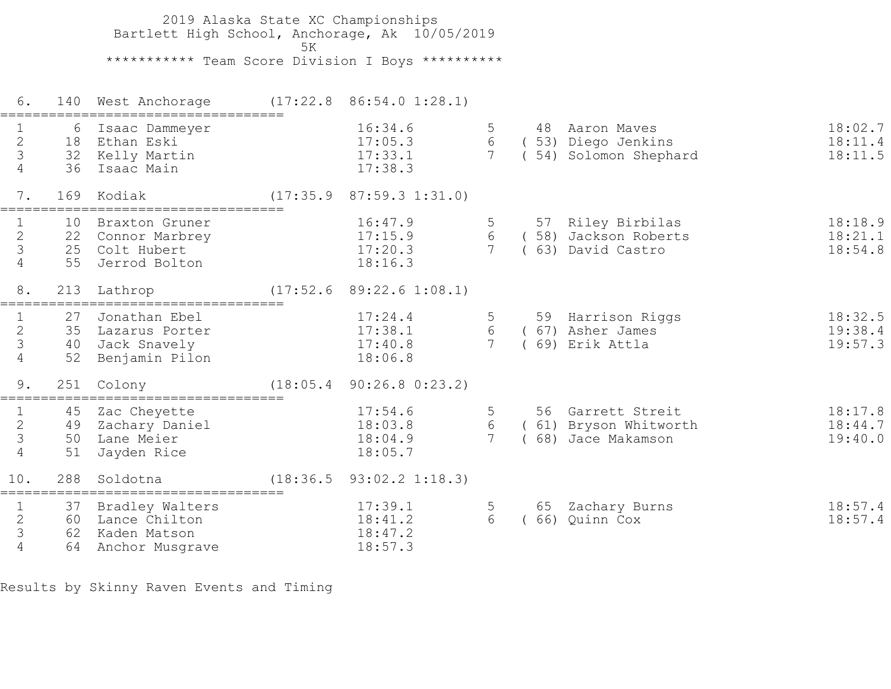2019 Alaska State XC Championships
Bartlett High School, Anchorage, Ak 10/05/2019
5K
*********** Team Score Division I Boys **********

6. 140 West Anchorage (17:22.8 86:54.0 1:28.1)

| | | | | | | | |
|---|---|---|---|---|---|---|---|
| 1 | 6 | Isaac Dammeyer | 16:34.6 | 5 | 48 | Aaron Maves | 18:02.7 |
| 2 | 18 | Ethan Eski | 17:05.3 | 6 | ( 53) | Diego Jenkins | 18:11.4 |
| 3 | 32 | Kelly Martin | 17:33.1 | 7 | ( 54) | Solomon Shephard | 18:11.5 |
| 4 | 36 | Isaac Main | 17:38.3 | | | | |

7. 169 Kodiak (17:35.9 87:59.3 1:31.0)

| | | | | | | | |
|---|---|---|---|---|---|---|---|
| 1 | 10 | Braxton Gruner | 16:47.9 | 5 | 57 | Riley Birbilas | 18:18.9 |
| 2 | 22 | Connor Marbrey | 17:15.9 | 6 | ( 58) | Jackson Roberts | 18:21.1 |
| 3 | 25 | Colt Hubert | 17:20.3 | 7 | ( 63) | David Castro | 18:54.8 |
| 4 | 55 | Jerrod Bolton | 18:16.3 | | | | |

8. 213 Lathrop (17:52.6 89:22.6 1:08.1)

| | | | | | | | |
|---|---|---|---|---|---|---|---|
| 1 | 27 | Jonathan Ebel | 17:24.4 | 5 | 59 | Harrison Riggs | 18:32.5 |
| 2 | 35 | Lazarus Porter | 17:38.1 | 6 | ( 67) | Asher James | 19:38.4 |
| 3 | 40 | Jack Snavely | 17:40.8 | 7 | ( 69) | Erik Attla | 19:57.3 |
| 4 | 52 | Benjamin Pilon | 18:06.8 | | | | |

9. 251 Colony (18:05.4 90:26.8 0:23.2)

| | | | | | | | |
|---|---|---|---|---|---|---|---|
| 1 | 45 | Zac Cheyette | 17:54.6 | 5 | 56 | Garrett Streit | 18:17.8 |
| 2 | 49 | Zachary Daniel | 18:03.8 | 6 | ( 61) | Bryson Whitworth | 18:44.7 |
| 3 | 50 | Lane Meier | 18:04.9 | 7 | ( 68) | Jace Makamson | 19:40.0 |
| 4 | 51 | Jayden Rice | 18:05.7 | | | | |

10. 288 Soldotna (18:36.5 93:02.2 1:18.3)

| | | | | | | | |
|---|---|---|---|---|---|---|---|
| 1 | 37 | Bradley Walters | 17:39.1 | 5 | 65 | Zachary Burns | 18:57.4 |
| 2 | 60 | Lance Chilton | 18:41.2 | 6 | ( 66) | Quinn Cox | 18:57.4 |
| 3 | 62 | Kaden Matson | 18:47.2 | | | | |
| 4 | 64 | Anchor Musgrave | 18:57.3 | | | | |

Results by Skinny Raven Events and Timing